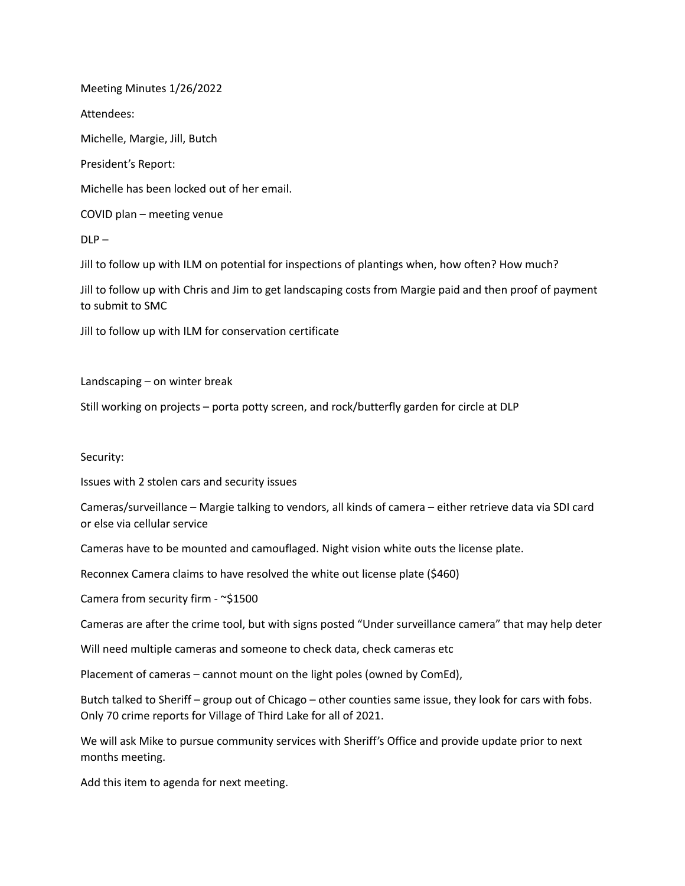Meeting Minutes 1/26/2022

Attendees:

Michelle, Margie, Jill, Butch

President's Report:

Michelle has been locked out of her email.

COVID plan – meeting venue

DLP –

Jill to follow up with ILM on potential for inspections of plantings when, how often? How much?

Jill to follow up with Chris and Jim to get landscaping costs from Margie paid and then proof of payment to submit to SMC

Jill to follow up with ILM for conservation certificate

Landscaping – on winter break

Still working on projects – porta potty screen, and rock/butterfly garden for circle at DLP

Security:

Issues with 2 stolen cars and security issues

Cameras/surveillance – Margie talking to vendors, all kinds of camera – either retrieve data via SDI card or else via cellular service

Cameras have to be mounted and camouflaged. Night vision white outs the license plate.

Reconnex Camera claims to have resolved the white out license plate ($460)

Camera from security firm - ~$1500

Cameras are after the crime tool, but with signs posted "Under surveillance camera" that may help deter

Will need multiple cameras and someone to check data, check cameras etc

Placement of cameras – cannot mount on the light poles (owned by ComEd),

Butch talked to Sheriff – group out of Chicago – other counties same issue, they look for cars with fobs. Only 70 crime reports for Village of Third Lake for all of 2021.

We will ask Mike to pursue community services with Sheriff's Office and provide update prior to next months meeting.

Add this item to agenda for next meeting.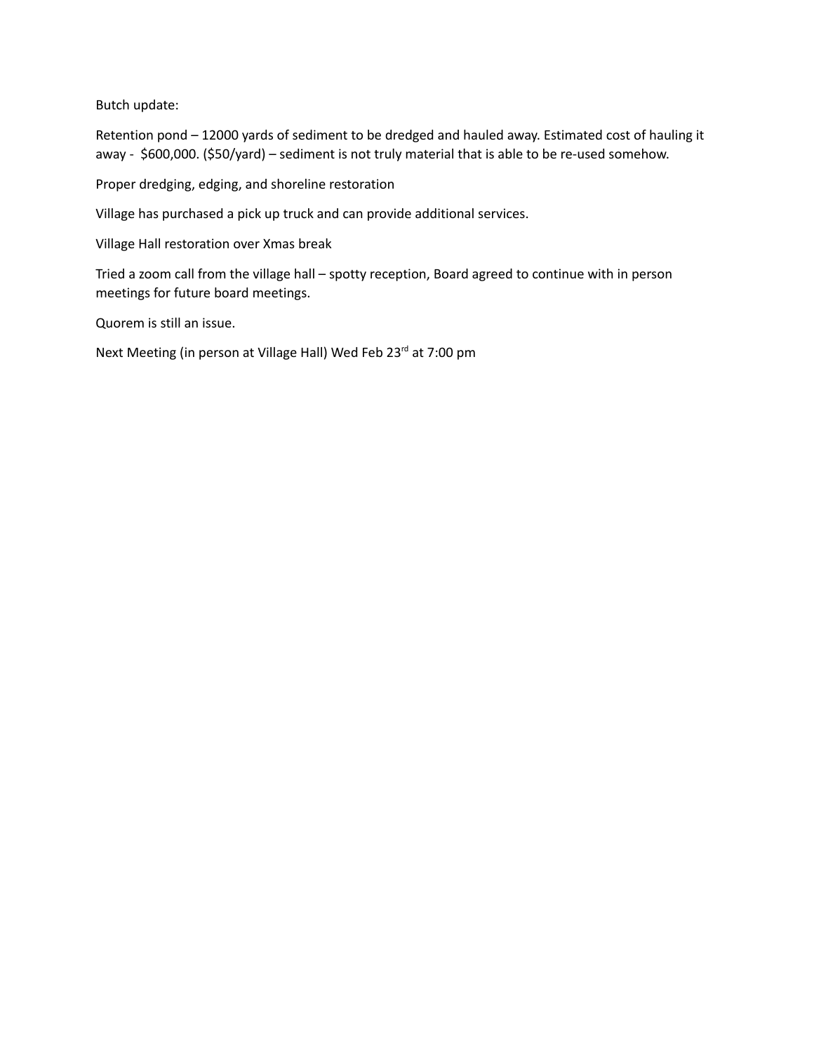Butch update:

Retention pond – 12000 yards of sediment to be dredged and hauled away. Estimated cost of hauling it away - $600,000. ($50/yard) – sediment is not truly material that is able to be re-used somehow.

Proper dredging, edging, and shoreline restoration

Village has purchased a pick up truck and can provide additional services.

Village Hall restoration over Xmas break

Tried a zoom call from the village hall – spotty reception, Board agreed to continue with in person meetings for future board meetings.

Quorem is still an issue.

Next Meeting (in person at Village Hall) Wed Feb 23rd at 7:00 pm